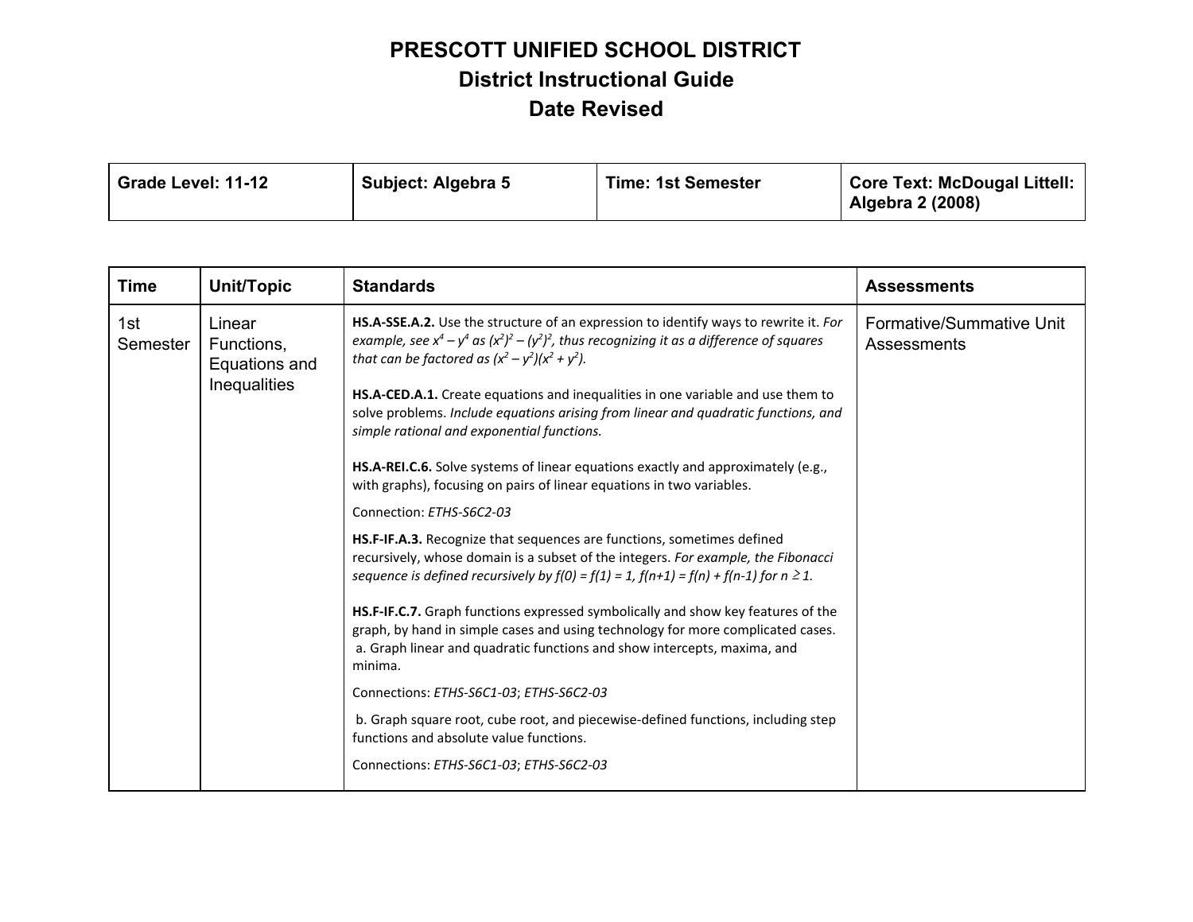# PRESCOTT UNIFIED SCHOOL DISTRICT
## District Instructional Guide
## Date Revised

| **Grade Level: 11-12** | **Subject: Algebra 5** | **Time: 1st Semester** | **Core Text: McDougal Littell: Algebra 2 (2008)** |
|---|---|---|---|

| **Time** | **Unit/Topic** | **Standards** | **Assessments** |
|---|---|---|---|
| 1st Semester | Linear Functions, Equations and Inequalities | **HS.A-SSE.A.2.** Use the structure of an expression to identify ways to rewrite it. *For example, see $x^4 - y^4$ as $(x^2)^2 - (y^2)^2$, thus recognizing it as a difference of squares that can be factored as $(x^2 - y^2)(x^2 + y^2)$.*<br><br>**HS.A-CED.A.1.** Create equations and inequalities in one variable and use them to solve problems. *Include equations arising from linear and quadratic functions, and simple rational and exponential functions.*<br><br>**HS.A-REI.C.6.** Solve systems of linear equations exactly and approximately (e.g., with graphs), focusing on pairs of linear equations in two variables.<br><br>Connection: *ETHS-S6C2-03*<br><br>**HS.F-IF.A.3.** Recognize that sequences are functions, sometimes defined recursively, whose domain is a subset of the integers. *For example, the Fibonacci sequence is defined recursively by $f(0) = f(1) = 1$, $f(n+1) = f(n) + f(n-1)$ for $n \geq 1$.*<br><br>**HS.F-IF.C.7.** Graph functions expressed symbolically and show key features of the graph, by hand in simple cases and using technology for more complicated cases.<br>a. Graph linear and quadratic functions and show intercepts, maxima, and minima.<br><br>Connections: *ETHS-S6C1-03*; *ETHS-S6C2-03*<br><br>b. Graph square root, cube root, and piecewise-defined functions, including step functions and absolute value functions.<br><br>Connections: *ETHS-S6C1-03*; *ETHS-S6C2-03* | Formative/Summative Unit Assessments |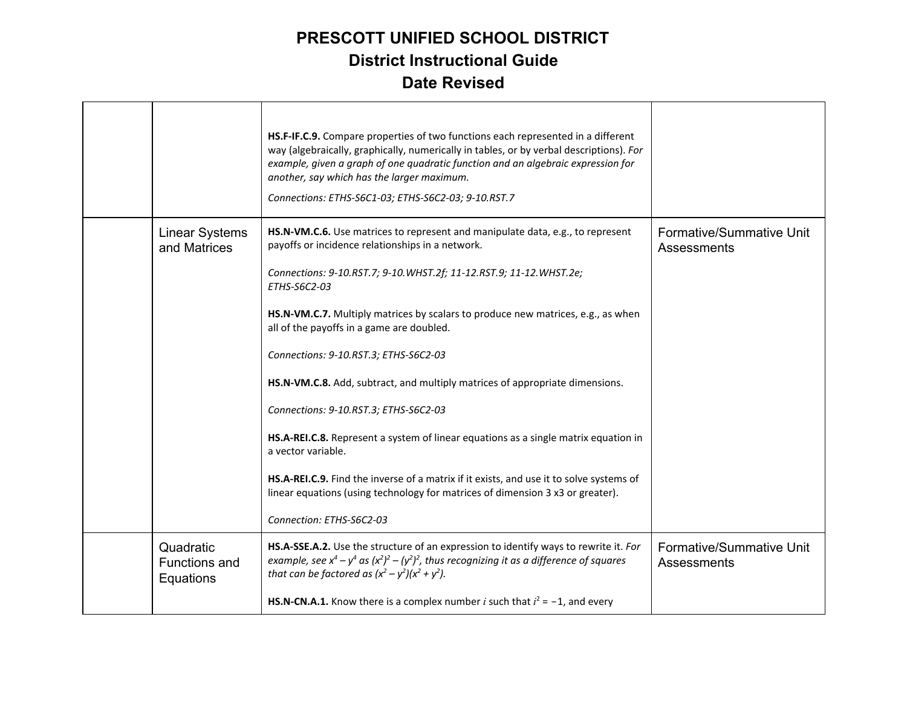# PRESCOTT UNIFIED SCHOOL DISTRICT
## District Instructional Guide
## Date Revised

| | | | |
|---|---|---|---|
| | | **HS.F-IF.C.9.** Compare properties of two functions each represented in a different way (algebraically, graphically, numerically in tables, or by verbal descriptions). *For example, given a graph of one quadratic function and an algebraic expression for another, say which has the larger maximum.*<br><br>*Connections: ETHS-S6C1-03; ETHS-S6C2-03; 9-10.RST.7* | |
| | Linear Systems and Matrices | **HS.N-VM.C.6.** Use matrices to represent and manipulate data, e.g., to represent payoffs or incidence relationships in a network.<br><br>*Connections: 9-10.RST.7; 9-10.WHST.2f; 11-12.RST.9; 11-12.WHST.2e; ETHS-S6C2-03*<br><br>**HS.N-VM.C.7.** Multiply matrices by scalars to produce new matrices, e.g., as when all of the payoffs in a game are doubled.<br><br>*Connections: 9-10.RST.3; ETHS-S6C2-03*<br><br>**HS.N-VM.C.8.** Add, subtract, and multiply matrices of appropriate dimensions.<br><br>*Connections: 9-10.RST.3; ETHS-S6C2-03*<br><br>**HS.A-REI.C.8.** Represent a system of linear equations as a single matrix equation in a vector variable.<br><br>**HS.A-REI.C.9.** Find the inverse of a matrix if it exists, and use it to solve systems of linear equations (using technology for matrices of dimension 3 x3 or greater).<br><br>*Connection: ETHS-S6C2-03* | Formative/Summative Unit Assessments |
| | Quadratic Functions and Equations | **HS.A-SSE.A.2.** Use the structure of an expression to identify ways to rewrite it. *For example, see $x^4 - y^4$ as $(x^2)^2 - (y^2)^2$, thus recognizing it as a difference of squares that can be factored as $(x^2 - y^2)(x^2 + y^2)$.*<br><br>**HS.N-CN.A.1.** Know there is a complex number $i$ such that $i^2 = -1$, and every | Formative/Summative Unit Assessments |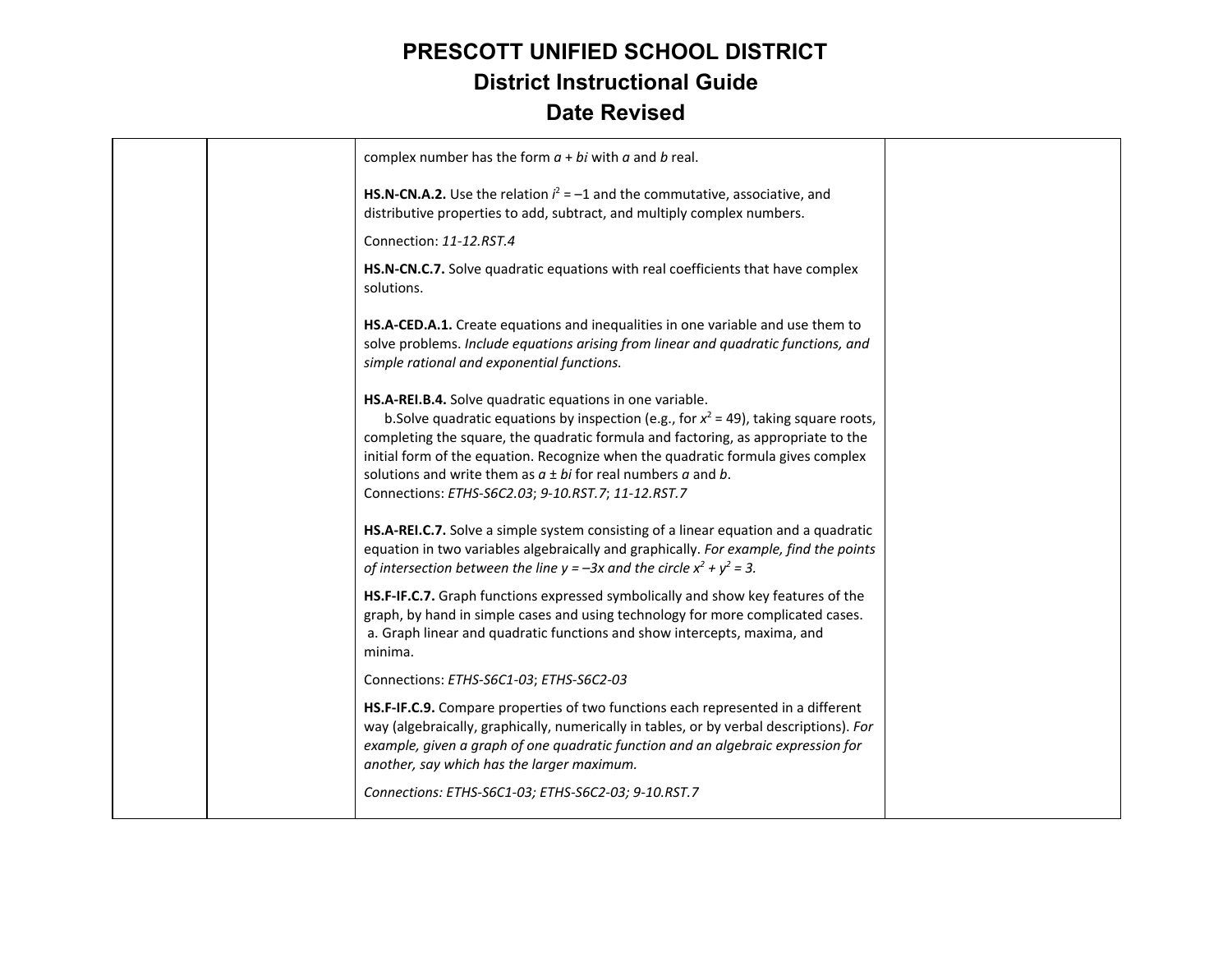# PRESCOTT UNIFIED SCHOOL DISTRICT
## District Instructional Guide
## Date Revised

| | | | |
|---|---|---|---|
| | | complex number has the form $a + bi$ with $a$ and $b$ real.<br><br>**HS.N-CN.A.2.** Use the relation $i^2 = –1$ and the commutative, associative, and distributive properties to add, subtract, and multiply complex numbers.<br><br>Connection: *11-12.RST.4*<br><br>**HS.N-CN.C.7.** Solve quadratic equations with real coefficients that have complex solutions.<br><br>**HS.A-CED.A.1.** Create equations and inequalities in one variable and use them to solve problems. *Include equations arising from linear and quadratic functions, and simple rational and exponential functions.*<br><br>**HS.A-REI.B.4.** Solve quadratic equations in one variable.<br>b.Solve quadratic equations by inspection (e.g., for $x^2 = 49$), taking square roots, completing the square, the quadratic formula and factoring, as appropriate to the initial form of the equation. Recognize when the quadratic formula gives complex solutions and write them as $a \pm bi$ for real numbers $a$ and $b$.<br>Connections: *ETHS-S6C2.03*; *9-10.RST.7*; *11-12.RST.7*<br><br>**HS.A-REI.C.7.** Solve a simple system consisting of a linear equation and a quadratic equation in two variables algebraically and graphically. *For example, find the points of intersection between the line $y = –3x$ and the circle $x^2 + y^2 = 3$.*<br><br>**HS.F-IF.C.7.** Graph functions expressed symbolically and show key features of the graph, by hand in simple cases and using technology for more complicated cases.<br>a. Graph linear and quadratic functions and show intercepts, maxima, and minima.<br><br>Connections: *ETHS-S6C1-03*; *ETHS-S6C2-03*<br><br>**HS.F-IF.C.9.** Compare properties of two functions each represented in a different way (algebraically, graphically, numerically in tables, or by verbal descriptions). *For example, given a graph of one quadratic function and an algebraic expression for another, say which has the larger maximum.*<br><br>*Connections: ETHS-S6C1-03; ETHS-S6C2-03; 9-10.RST.7* | |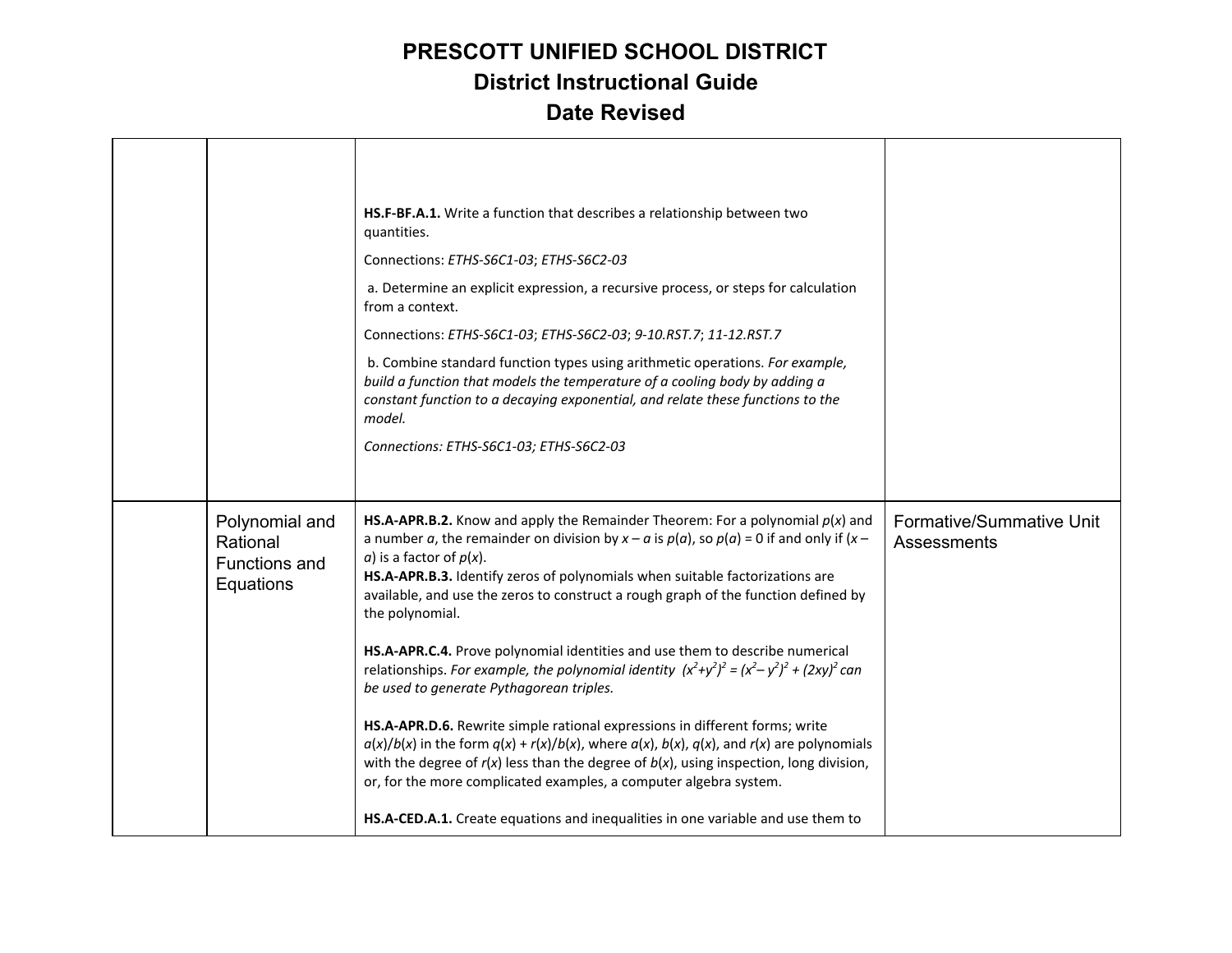# PRESCOTT UNIFIED SCHOOL DISTRICT

## District Instructional Guide

## Date Revised

| | | | |
|---|---|---|---|
| | | **HS.F-BF.A.1.** Write a function that describes a relationship between two quantities.<br><br>Connections: *ETHS-S6C1-03*; *ETHS-S6C2-03*<br><br>a. Determine an explicit expression, a recursive process, or steps for calculation from a context.<br><br>Connections: *ETHS-S6C1-03*; *ETHS-S6C2-03*; *9-10.RST.7*; *11-12.RST.7*<br><br>b. Combine standard function types using arithmetic operations. *For example, build a function that models the temperature of a cooling body by adding a constant function to a decaying exponential, and relate these functions to the model.*<br><br>*Connections: ETHS-S6C1-03; ETHS-S6C2-03* | |
| | Polynomial and Rational Functions and Equations | **HS.A-APR.B.2.** Know and apply the Remainder Theorem: For a polynomial $p(x)$ and a number $a$, the remainder on division by $x – a$ is $p(a)$, so $p(a) = 0$ if and only if $(x – a)$ is a factor of $p(x)$.<br>**HS.A-APR.B.3.** Identify zeros of polynomials when suitable factorizations are available, and use the zeros to construct a rough graph of the function defined by the polynomial.<br><br>**HS.A-APR.C.4.** Prove polynomial identities and use them to describe numerical relationships. *For example, the polynomial identity* $(x^2+y^2)^2 = (x^2– y^2)^2 + (2xy)^2$ *can be used to generate Pythagorean triples.*<br><br>**HS.A-APR.D.6.** Rewrite simple rational expressions in different forms; write $a(x)/b(x)$ in the form $q(x) + r(x)/b(x)$, where $a(x)$, $b(x)$, $q(x)$, and $r(x)$ are polynomials with the degree of $r(x)$ less than the degree of $b(x)$, using inspection, long division, or, for the more complicated examples, a computer algebra system.<br><br>**HS.A-CED.A.1.** Create equations and inequalities in one variable and use them to | Formative/Summative Unit Assessments |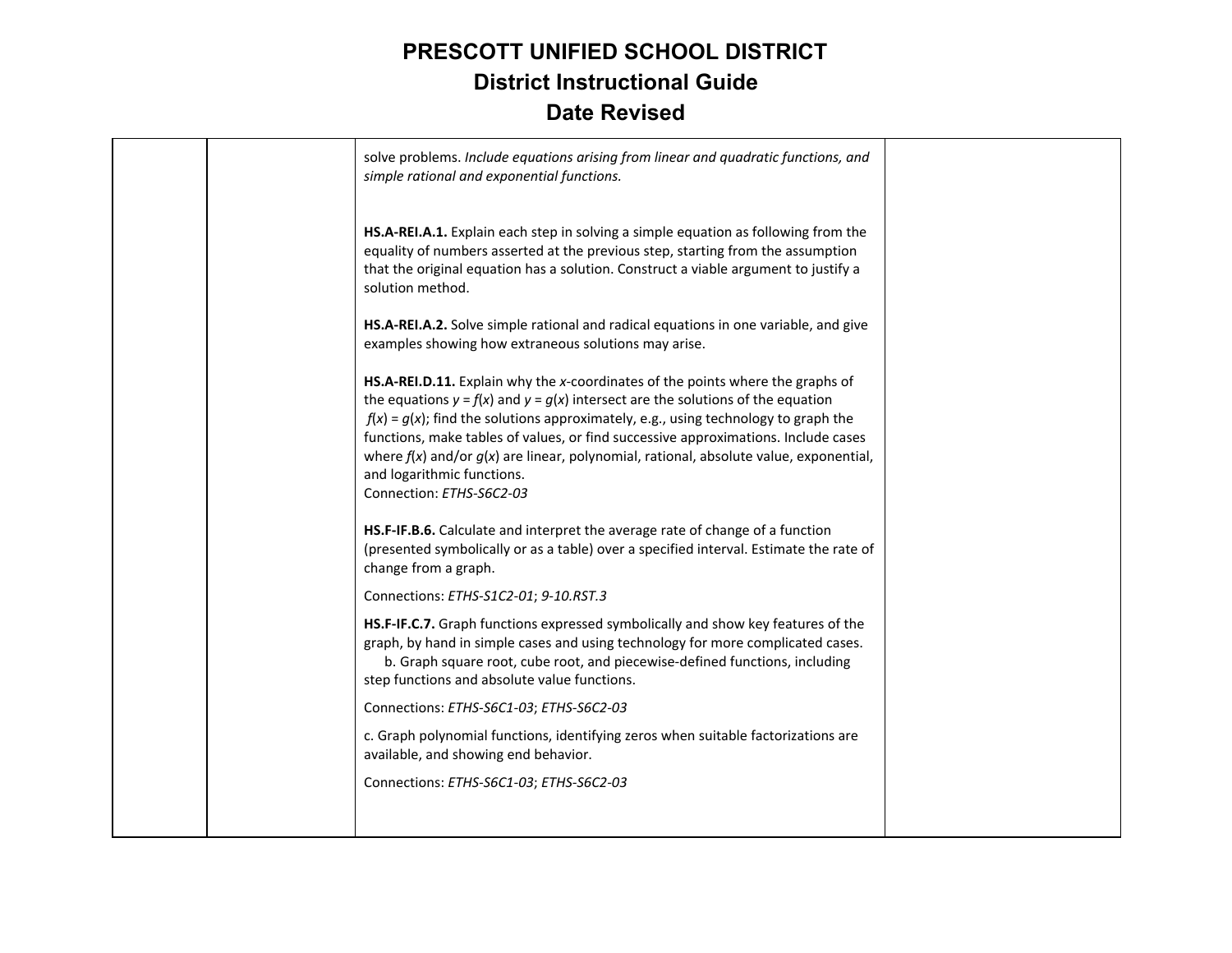| | | | |
|---|---|---|---|
| | | solve problems. *Include equations arising from linear and quadratic functions, and simple rational and exponential functions.*<br><br>**HS.A-REI.A.1.** Explain each step in solving a simple equation as following from the equality of numbers asserted at the previous step, starting from the assumption that the original equation has a solution. Construct a viable argument to justify a solution method.<br><br>**HS.A-REI.A.2.** Solve simple rational and radical equations in one variable, and give examples showing how extraneous solutions may arise.<br><br>**HS.A-REI.D.11.** Explain why the $x$-coordinates of the points where the graphs of the equations $y = f(x)$ and $y = g(x)$ intersect are the solutions of the equation $f(x) = g(x)$; find the solutions approximately, e.g., using technology to graph the functions, make tables of values, or find successive approximations. Include cases where $f(x)$ and/or $g(x)$ are linear, polynomial, rational, absolute value, exponential, and logarithmic functions.<br>Connection: *ETHS-S6C2-03*<br><br>**HS.F-IF.B.6.** Calculate and interpret the average rate of change of a function (presented symbolically or as a table) over a specified interval. Estimate the rate of change from a graph.<br><br>Connections: *ETHS-S1C2-01*; *9-10.RST.3*<br><br>**HS.F-IF.C.7.** Graph functions expressed symbolically and show key features of the graph, by hand in simple cases and using technology for more complicated cases.<br>b. Graph square root, cube root, and piecewise-defined functions, including step functions and absolute value functions.<br><br>Connections: *ETHS-S6C1-03*; *ETHS-S6C2-03*<br><br>c. Graph polynomial functions, identifying zeros when suitable factorizations are available, and showing end behavior.<br><br>Connections: *ETHS-S6C1-03*; *ETHS-S6C2-03* | |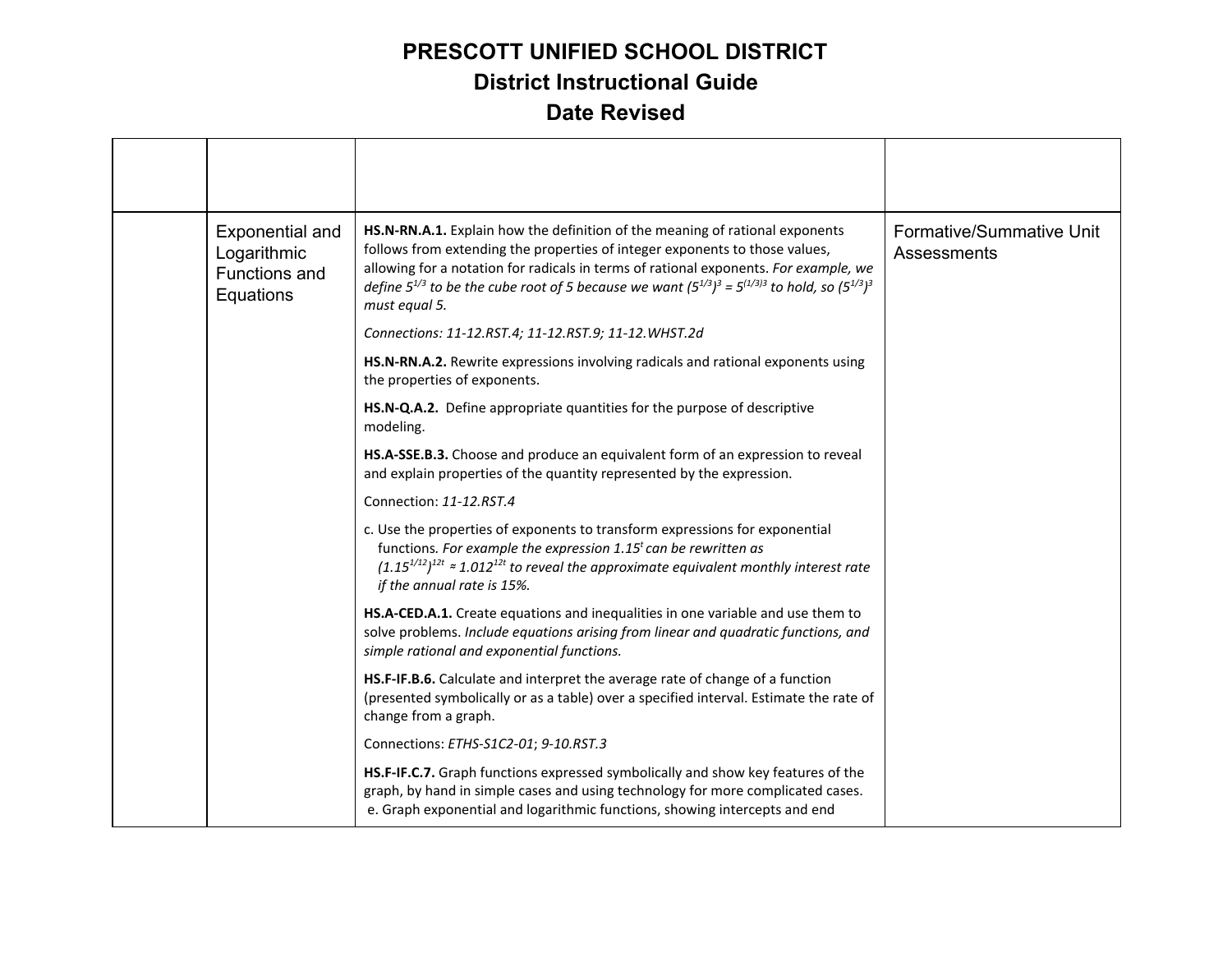# PRESCOTT UNIFIED SCHOOL DISTRICT

## District Instructional Guide

## Date Revised

| | | | |
|---|---|---|---|
| | Exponential and Logarithmic Functions and Equations | **HS.N-RN.A.1.** Explain how the definition of the meaning of rational exponents follows from extending the properties of integer exponents to those values, allowing for a notation for radicals in terms of rational exponents. *For example, we define $5^{1/3}$ to be the cube root of 5 because we want $(5^{1/3})^3 = 5^{(1/3)3}$ to hold, so $(5^{1/3})^3$ must equal 5.*<br><br>*Connections: 11-12.RST.4; 11-12.RST.9; 11-12.WHST.2d*<br><br>**HS.N-RN.A.2.** Rewrite expressions involving radicals and rational exponents using the properties of exponents.<br><br>**HS.N-Q.A.2.** Define appropriate quantities for the purpose of descriptive modeling.<br><br>**HS.A-SSE.B.3.** Choose and produce an equivalent form of an expression to reveal and explain properties of the quantity represented by the expression.<br><br>Connection: *11-12.RST.4*<br><br>c. Use the properties of exponents to transform expressions for exponential functions. *For example the expression $1.15^t$ can be rewritten as $(1.15^{1/12})^{12t} \approx 1.012^{12t}$ to reveal the approximate equivalent monthly interest rate if the annual rate is 15%.*<br><br>**HS.A-CED.A.1.** Create equations and inequalities in one variable and use them to solve problems. *Include equations arising from linear and quadratic functions, and simple rational and exponential functions.*<br><br>**HS.F-IF.B.6.** Calculate and interpret the average rate of change of a function (presented symbolically or as a table) over a specified interval. Estimate the rate of change from a graph.<br><br>Connections: *ETHS-S1C2-01*; *9-10.RST.3*<br><br>**HS.F-IF.C.7.** Graph functions expressed symbolically and show key features of the graph, by hand in simple cases and using technology for more complicated cases.<br>e. Graph exponential and logarithmic functions, showing intercepts and end | Formative/Summative Unit Assessments |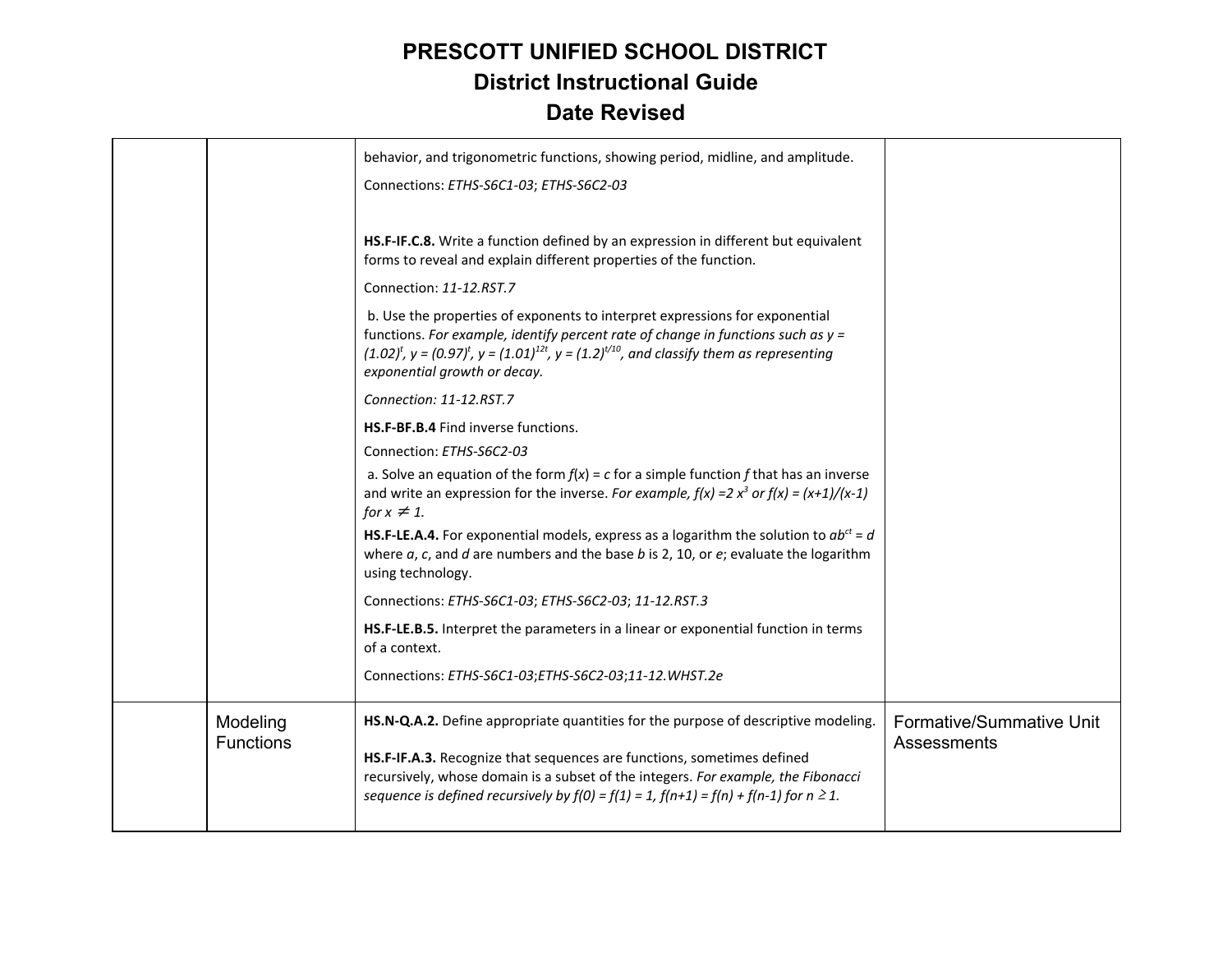# PRESCOTT UNIFIED SCHOOL DISTRICT
## District Instructional Guide
## Date Revised

| | | | |
|---|---|---|---|
| | | behavior, and trigonometric functions, showing period, midline, and amplitude.<br><br>Connections: *ETHS-S6C1-03*; *ETHS-S6C2-03*<br><br>**HS.F-IF.C.8.** Write a function defined by an expression in different but equivalent forms to reveal and explain different properties of the function.<br><br>Connection: *11-12.RST.7*<br><br>b. Use the properties of exponents to interpret expressions for exponential functions. *For example, identify percent rate of change in functions such as* $y = (1.02)^t$, $y = (0.97)^t$, $y = (1.01)^{12t}$, $y = (1.2)^{t/10}$, *and classify them as representing exponential growth or decay.*<br><br>*Connection: 11-12.RST.7*<br><br>**HS.F-BF.B.4** Find inverse functions.<br>Connection: *ETHS-S6C2-03*<br>a. Solve an equation of the form $f(x) = c$ for a simple function $f$ that has an inverse and write an expression for the inverse. *For example,* $f(x) = 2x^3$ *or* $f(x) = (x+1)/(x-1)$ *for* $x \neq 1$.<br>**HS.F-LE.A.4.** For exponential models, express as a logarithm the solution to $ab^{ct} = d$ where $a$, $c$, and $d$ are numbers and the base $b$ is 2, 10, or $e$; evaluate the logarithm using technology.<br><br>Connections: *ETHS-S6C1-03*; *ETHS-S6C2-03*; *11-12.RST.3*<br><br>**HS.F-LE.B.5.** Interpret the parameters in a linear or exponential function in terms of a context.<br><br>Connections: *ETHS-S6C1-03*;*ETHS-S6C2-03*;*11-12.WHST.2e* | |
| | Modeling Functions | **HS.N-Q.A.2.** Define appropriate quantities for the purpose of descriptive modeling.<br><br>**HS.F-IF.A.3.** Recognize that sequences are functions, sometimes defined recursively, whose domain is a subset of the integers. *For example, the Fibonacci sequence is defined recursively by* $f(0) = f(1) = 1$, $f(n+1) = f(n) + f(n-1)$ *for* $n \geq 1$. | Formative/Summative Unit Assessments |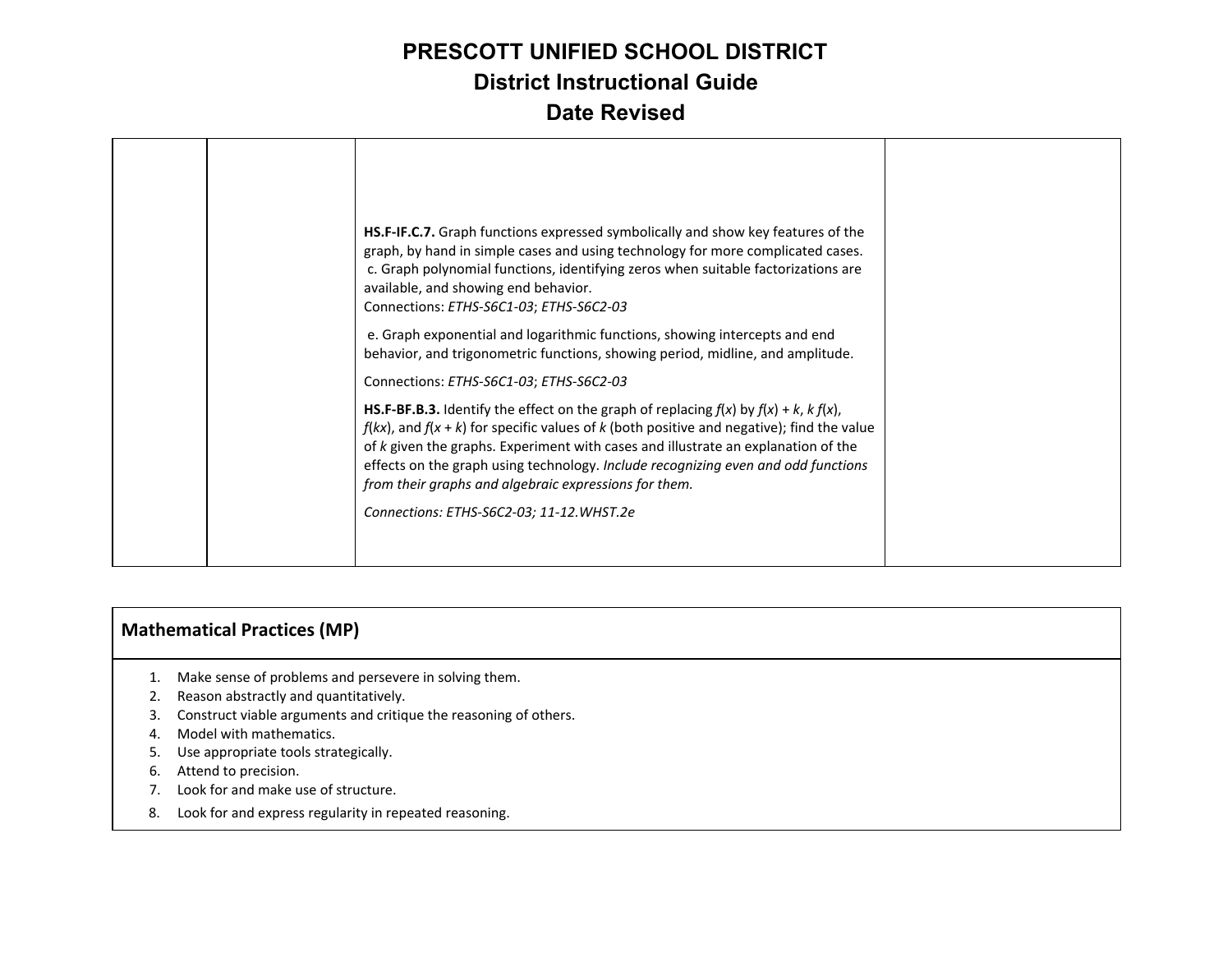# PRESCOTT UNIFIED SCHOOL DISTRICT
## District Instructional Guide
## Date Revised

| | | | |
|---|---|---|---|
| | | **HS.F-IF.C.7.** Graph functions expressed symbolically and show key features of the graph, by hand in simple cases and using technology for more complicated cases.<br>c. Graph polynomial functions, identifying zeros when suitable factorizations are available, and showing end behavior.<br>Connections: *ETHS-S6C1-03*; *ETHS-S6C2-03*<br><br>e. Graph exponential and logarithmic functions, showing intercepts and end behavior, and trigonometric functions, showing period, midline, and amplitude.<br><br>Connections: *ETHS-S6C1-03*; *ETHS-S6C2-03*<br><br>**HS.F-BF.B.3.** Identify the effect on the graph of replacing $f(x)$ by $f(x) + k$, $k\,f(x)$, $f(kx)$, and $f(x + k)$ for specific values of $k$ (both positive and negative); find the value of $k$ given the graphs. Experiment with cases and illustrate an explanation of the effects on the graph using technology. *Include recognizing even and odd functions from their graphs and algebraic expressions for them.*<br><br>*Connections: ETHS-S6C2-03; 11-12.WHST.2e* | |

| **Mathematical Practices (MP)** |
|---|
| 1. Make sense of problems and persevere in solving them.<br>2. Reason abstractly and quantitatively.<br>3. Construct viable arguments and critique the reasoning of others.<br>4. Model with mathematics.<br>5. Use appropriate tools strategically.<br>6. Attend to precision.<br>7. Look for and make use of structure.<br>8. Look for and express regularity in repeated reasoning. |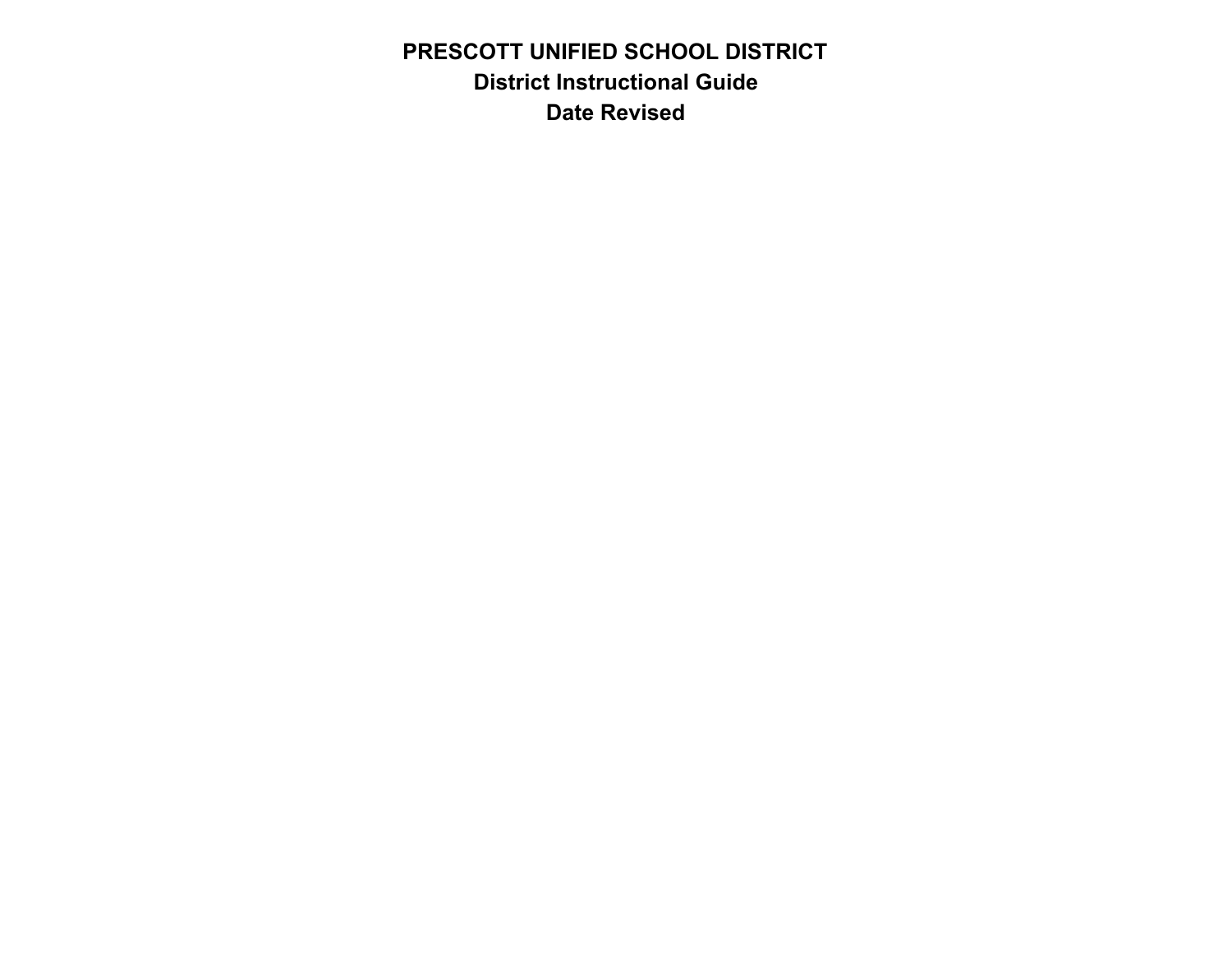# PRESCOTT UNIFIED SCHOOL DISTRICT

## District Instructional Guide

## Date Revised